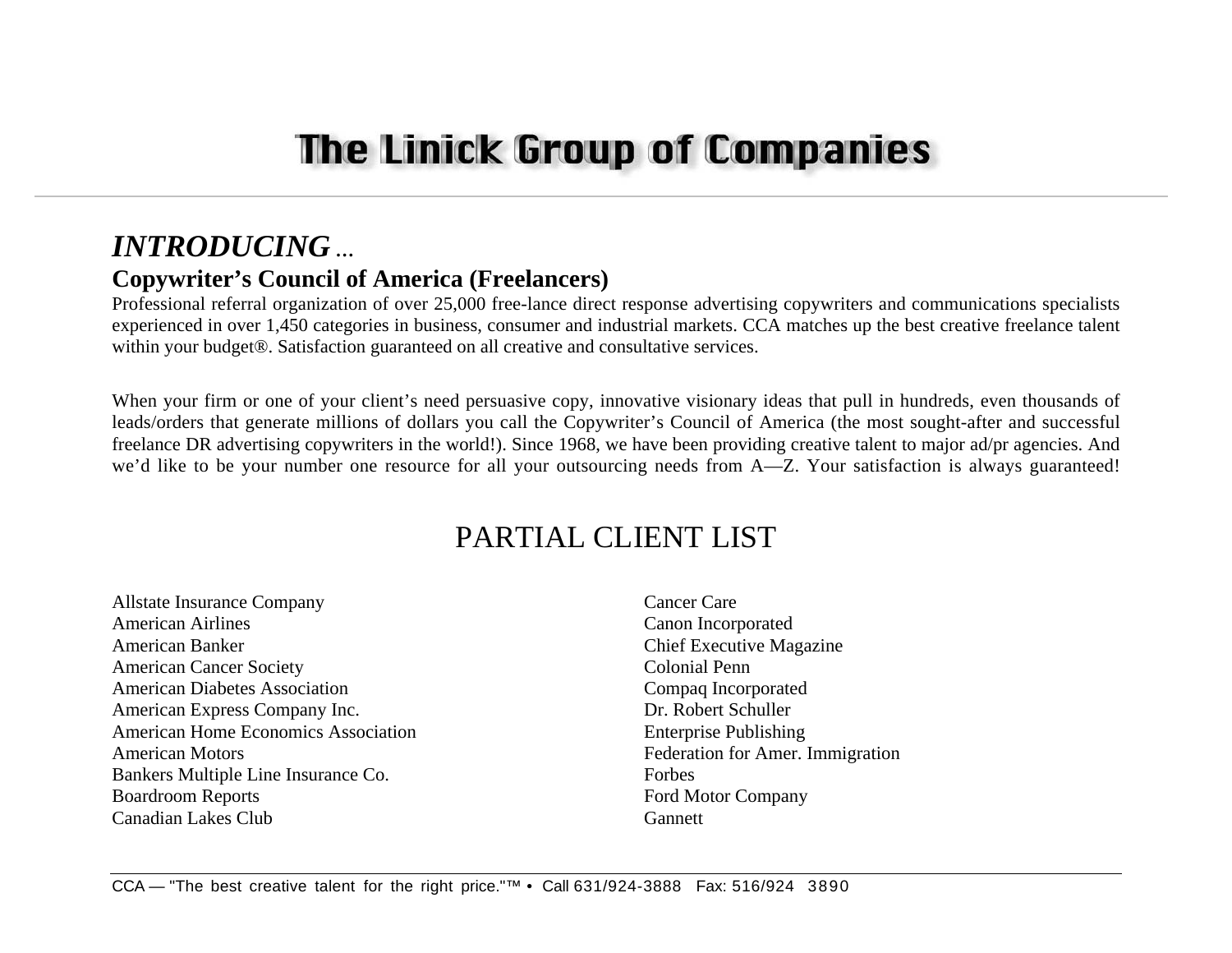# The Linick Group of Companies

## *INTRODUCING ...*

**Copywriter's Council of America (Freelancers)**

Professional referral organization of over 25,000 free-lance direct response advertising copywriters and communications specialists experienced in over 1,450 categories in business, consumer and industrial markets. CCA matches up the best creative freelance talent within your budget®. Satisfaction guaranteed on all creative and consultative services.

When your firm or one of your client's need persuasive copy, innovative visionary ideas that pull in hundreds, even thousands of leads/orders that generate millions of dollars you call the Copywriter's Council of America (the most sought-after and successful freelance DR advertising copywriters in the world!). Since 1968, we have been providing creative talent to major ad/pr agencies. And we'd like to be your number one resource for all your outsourcing needs from A—Z. Your satisfaction is always guaranteed!

## PARTIAL CLIENT LIST

Allstate Insurance Company
American Airlines
American Banker
American Cancer Society
American Diabetes Association
American Express Company Inc.
American Home Economics Association
American Motors
Bankers Multiple Line Insurance Co.
Boardroom Reports
Canadian Lakes Club
Cancer Care
Canon Incorporated
Chief Executive Magazine
Colonial Penn
Compaq Incorporated
Dr. Robert Schuller
Enterprise Publishing
Federation for Amer. Immigration
Forbes
Ford Motor Company
Gannett

CCA — "The best creative talent for the right price."™ • Call 631/924-3888 Fax: 516/924 3890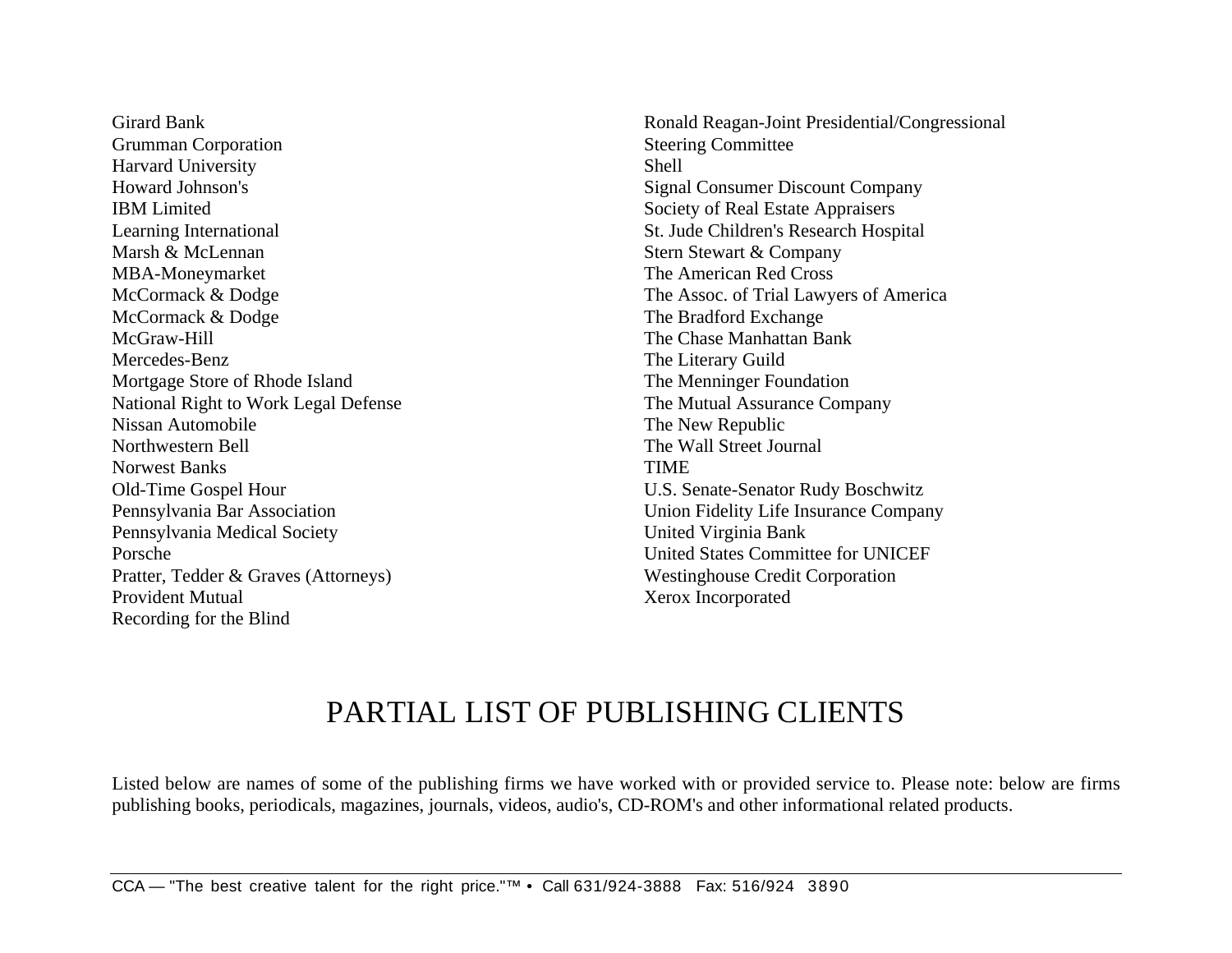Girard Bank
Grumman Corporation
Harvard University
Howard Johnson's
IBM Limited
Learning International
Marsh & McLennan
MBA-Moneymarket
McCormack & Dodge
McCormack & Dodge
McGraw-Hill
Mercedes-Benz
Mortgage Store of Rhode Island
National Right to Work Legal Defense
Nissan Automobile
Northwestern Bell
Norwest Banks
Old-Time Gospel Hour
Pennsylvania Bar Association
Pennsylvania Medical Society
Porsche
Pratter, Tedder & Graves (Attorneys)
Provident Mutual
Recording for the Blind
Ronald Reagan-Joint Presidential/Congressional Steering Committee
Shell
Signal Consumer Discount Company
Society of Real Estate Appraisers
St. Jude Children's Research Hospital
Stern Stewart & Company
The American Red Cross
The Assoc. of Trial Lawyers of America
The Bradford Exchange
The Chase Manhattan Bank
The Literary Guild
The Menninger Foundation
The Mutual Assurance Company
The New Republic
The Wall Street Journal
TIME
U.S. Senate-Senator Rudy Boschwitz
Union Fidelity Life Insurance Company
United Virginia Bank
United States Committee for UNICEF
Westinghouse Credit Corporation
Xerox Incorporated

# PARTIAL LIST OF PUBLISHING CLIENTS

Listed below are names of some of the publishing firms we have worked with or provided service to. Please note: below are firms publishing books, periodicals, magazines, journals, videos, audio's, CD-ROM's and other informational related products.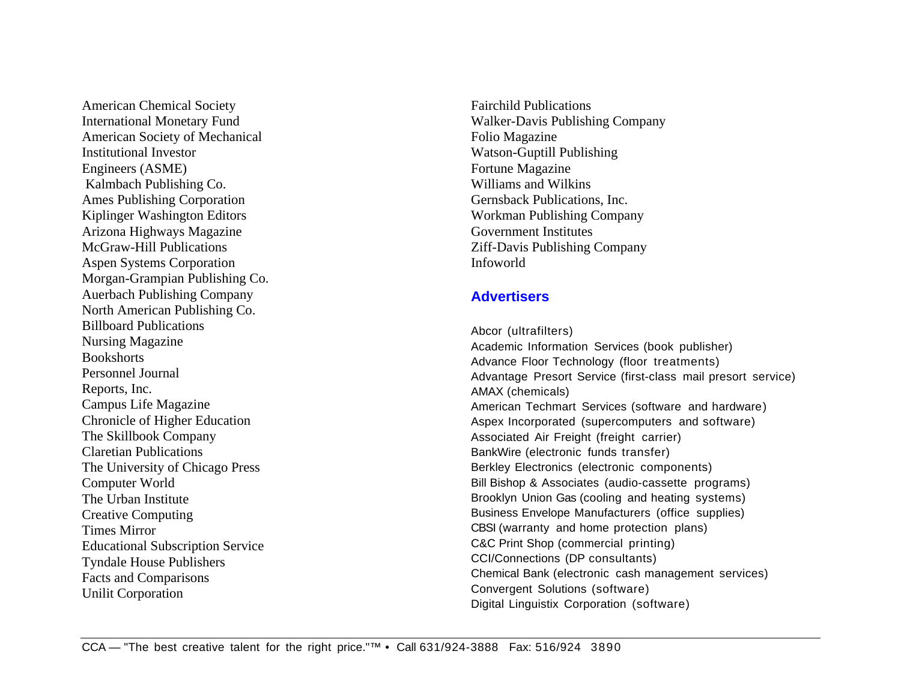American Chemical Society
International Monetary Fund
American Society of Mechanical
Institutional Investor
Engineers (ASME)
Kalmbach Publishing Co.
Ames Publishing Corporation
Kiplinger Washington Editors
Arizona Highways Magazine
McGraw-Hill Publications
Aspen Systems Corporation
Morgan-Grampian Publishing Co.
Auerbach Publishing Company
North American Publishing Co.
Billboard Publications
Nursing Magazine
Bookshorts
Personnel Journal
Reports, Inc.
Campus Life Magazine
Chronicle of Higher Education
The Skillbook Company
Claretian Publications
The University of Chicago Press
Computer World
The Urban Institute
Creative Computing
Times Mirror
Educational Subscription Service
Tyndale House Publishers
Facts and Comparisons
Unilit Corporation
Fairchild Publications
Walker-Davis Publishing Company
Folio Magazine
Watson-Guptill Publishing
Fortune Magazine
Williams and Wilkins
Gernsback Publications, Inc.
Workman Publishing Company
Government Institutes
Ziff-Davis Publishing Company
Infoworld

## Advertisers

Abcor (ultrafilters)
Academic Information Services (book publisher)
Advance Floor Technology (floor treatments)
Advantage Presort Service (first-class mail presort service)
AMAX (chemicals)
American Techmart Services (software and hardware)
Aspex Incorporated (supercomputers and software)
Associated Air Freight (freight carrier)
BankWire (electronic funds transfer)
Berkley Electronics (electronic components)
Bill Bishop & Associates (audio-cassette programs)
Brooklyn Union Gas (cooling and heating systems)
Business Envelope Manufacturers (office supplies)
CBSI (warranty and home protection plans)
C&C Print Shop (commercial printing)
CCI/Connections (DP consultants)
Chemical Bank (electronic cash management services)
Convergent Solutions (software)
Digital Linguistix Corporation (software)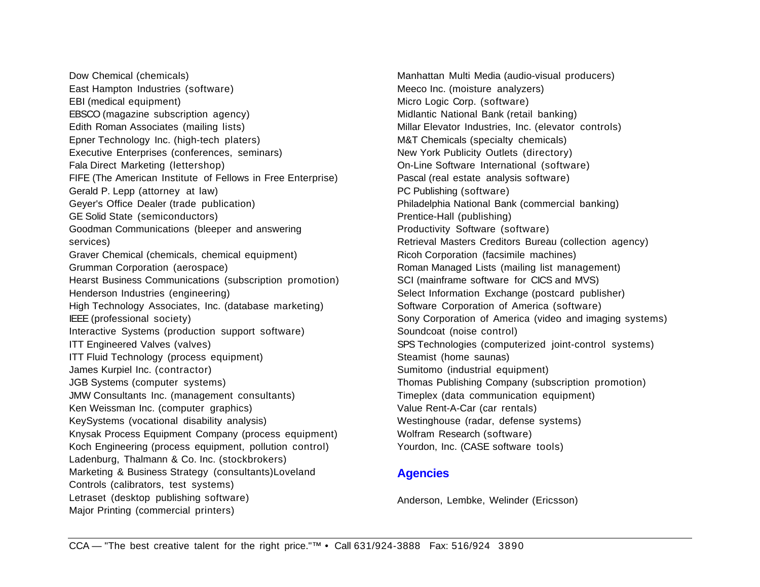Dow Chemical (chemicals)
East Hampton Industries (software)
EBI (medical equipment)
EBSCO (magazine subscription agency)
Edith Roman Associates (mailing lists)
Epner Technology Inc. (high-tech platers)
Executive Enterprises (conferences, seminars)
Fala Direct Marketing (lettershop)
FIFE (The American Institute of Fellows in Free Enterprise)
Gerald P. Lepp (attorney at law)
Geyer's Office Dealer (trade publication)
GE Solid State (semiconductors)
Goodman Communications (bleeper and answering services)
Graver Chemical (chemicals, chemical equipment)
Grumman Corporation (aerospace)
Hearst Business Communications (subscription promotion)
Henderson Industries (engineering)
High Technology Associates, Inc. (database marketing)
IEEE (professional society)
Interactive Systems (production support software)
ITT Engineered Valves (valves)
ITT Fluid Technology (process equipment)
James Kurpiel Inc. (contractor)
JGB Systems (computer systems)
JMW Consultants Inc. (management consultants)
Ken Weissman Inc. (computer graphics)
KeySystems (vocational disability analysis)
Knysak Process Equipment Company (process equipment)
Koch Engineering (process equipment, pollution control)
Ladenburg, Thalmann & Co. Inc. (stockbrokers)
Marketing & Business Strategy (consultants)Loveland Controls (calibrators, test systems)
Letraset (desktop publishing software)
Major Printing (commercial printers)
Manhattan Multi Media (audio-visual producers)
Meeco Inc. (moisture analyzers)
Micro Logic Corp. (software)
Midlantic National Bank (retail banking)
Millar Elevator Industries, Inc. (elevator controls)
M&T Chemicals (specialty chemicals)
New York Publicity Outlets (directory)
On-Line Software International (software)
Pascal (real estate analysis software)
PC Publishing (software)
Philadelphia National Bank (commercial banking)
Prentice-Hall (publishing)
Productivity Software (software)
Retrieval Masters Creditors Bureau (collection agency)
Ricoh Corporation (facsimile machines)
Roman Managed Lists (mailing list management)
SCI (mainframe software for CICS and MVS)
Select Information Exchange (postcard publisher)
Software Corporation of America (software)
Sony Corporation of America (video and imaging systems)
Soundcoat (noise control)
SPS Technologies (computerized joint-control systems)
Steamist (home saunas)
Sumitomo (industrial equipment)
Thomas Publishing Company (subscription promotion)
Timeplex (data communication equipment)
Value Rent-A-Car (car rentals)
Westinghouse (radar, defense systems)
Wolfram Research (software)
Yourdon, Inc. (CASE software tools)

## Agencies

Anderson, Lembke, Welinder (Ericsson)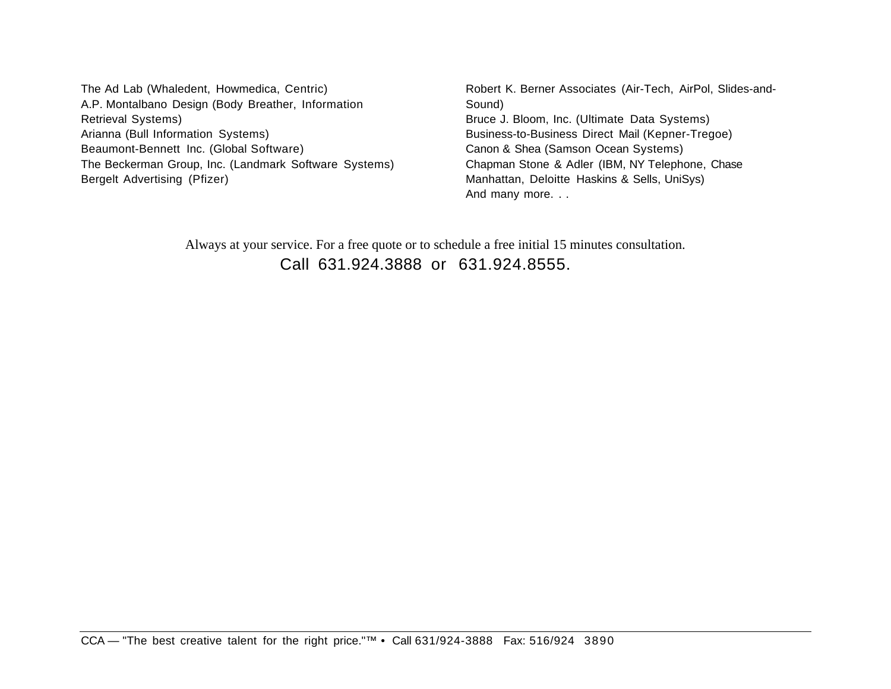The Ad Lab (Whaledent, Howmedica, Centric)
A.P. Montalbano Design (Body Breather, Information Retrieval Systems)
Arianna (Bull Information Systems)
Beaumont-Bennett Inc. (Global Software)
The Beckerman Group, Inc. (Landmark Software Systems)
Bergelt Advertising (Pfizer)
Robert K. Berner Associates (Air-Tech, AirPol, Slides-and-Sound)
Bruce J. Bloom, Inc. (Ultimate Data Systems)
Business-to-Business Direct Mail (Kepner-Tregoe)
Canon & Shea (Samson Ocean Systems)
Chapman Stone & Adler (IBM, NY Telephone, Chase Manhattan, Deloitte Haskins & Sells, UniSys)
And many more. . .

Always at your service. For a free quote or to schedule a free initial 15 minutes consultation.

Call 631.924.3888 or 631.924.8555.